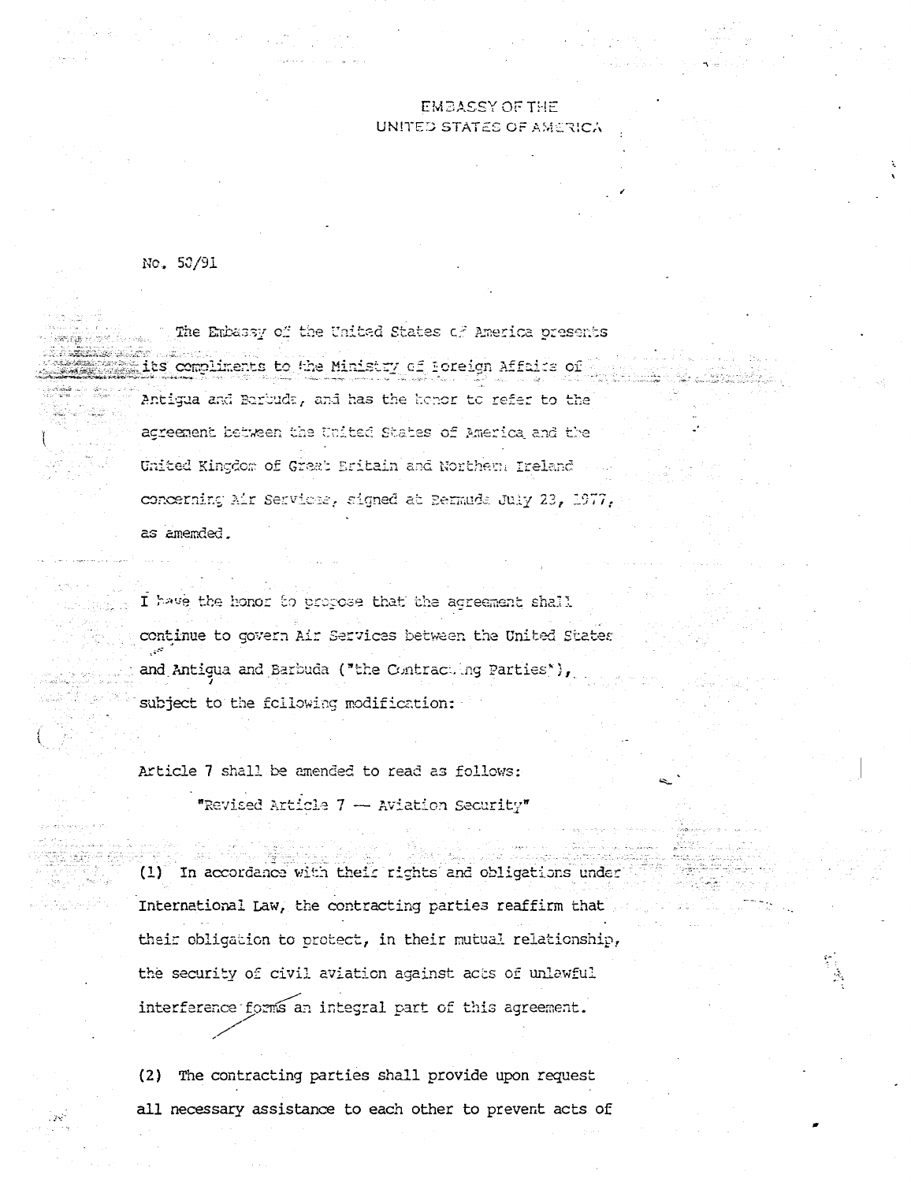EMBASSY OF THE
UNITED STATES OF AMERICA

No. 50/91

The Embassy of the United States of America presents its compliments to the Ministry of Foreign Affairs of Antigua and Barbuda, and has the honor to refer to the agreement between the United States of America and the United Kingdom of Great Britain and Northern Ireland concerning Air Services, signed at Bermuda July 23, 1977, as amemded.

I have the honor to propose that the agreement shall continue to govern Air Services between the United States and Antigua and Barbuda ("the Contracting Parties"), subject to the following modification:

Article 7 shall be amended to read as follows:

"Revised Article 7 — Aviation Security"

(1) In accordance with their rights and obligations under International Law, the contracting parties reaffirm that their obligation to protect, in their mutual relationship, the security of civil aviation against acts of unlawful interference forms an integral part of this agreement.

(2) The contracting parties shall provide upon request all necessary assistance to each other to prevent acts of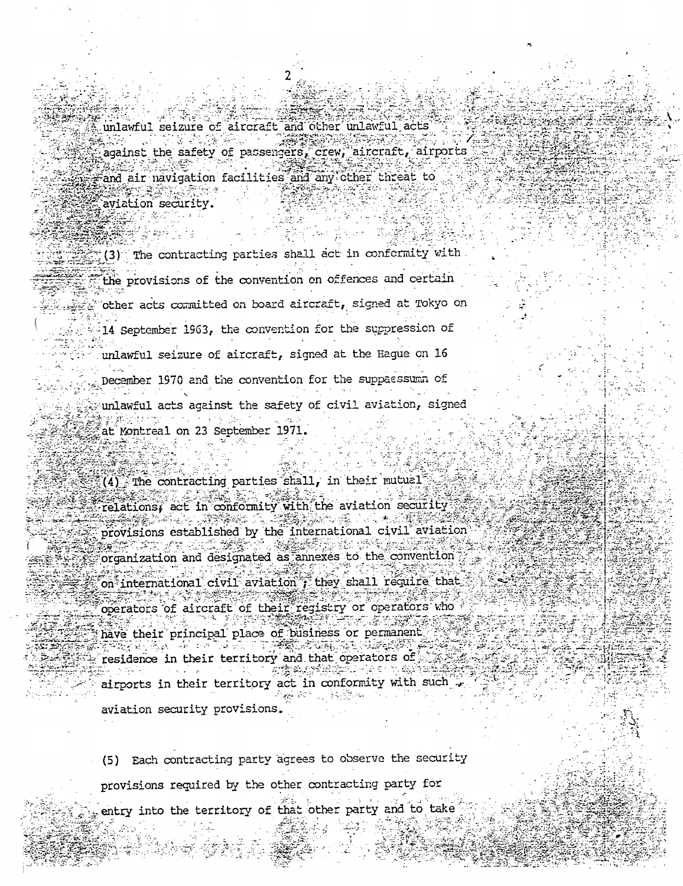unlawful seizure of aircraft and other unlawful acts against the safety of passengers, crew, aircraft, airports and air navigation facilities and any other threat to aviation security.

(3) The contracting parties shall act in conformity with the provisions of the convention on offences and certain other acts committed on board aircraft, signed at Tokyo on 14 September 1963, the convention for the suppression of unlawful seizure of aircraft, signed at the Hague on 16 December 1970 and the convention for the suppaessumn of unlawful acts against the safety of civil aviation, signed at Montreal on 23 September 1971.

(4) The contracting parties shall, in their mutual relations, act in conformity with the aviation security provisions established by the international civil aviation organization and designated as annexes to the convention on international civil aviation ; they shall require that operators of aircraft of their registry or operators who have their principal place of business or permanent residence in their territory and that operators of airports in their territory act in conformity with such aviation security provisions.

(5) Each contracting party agrees to observe the security provisions required by the other contracting party for entry into the territory of that other party and to take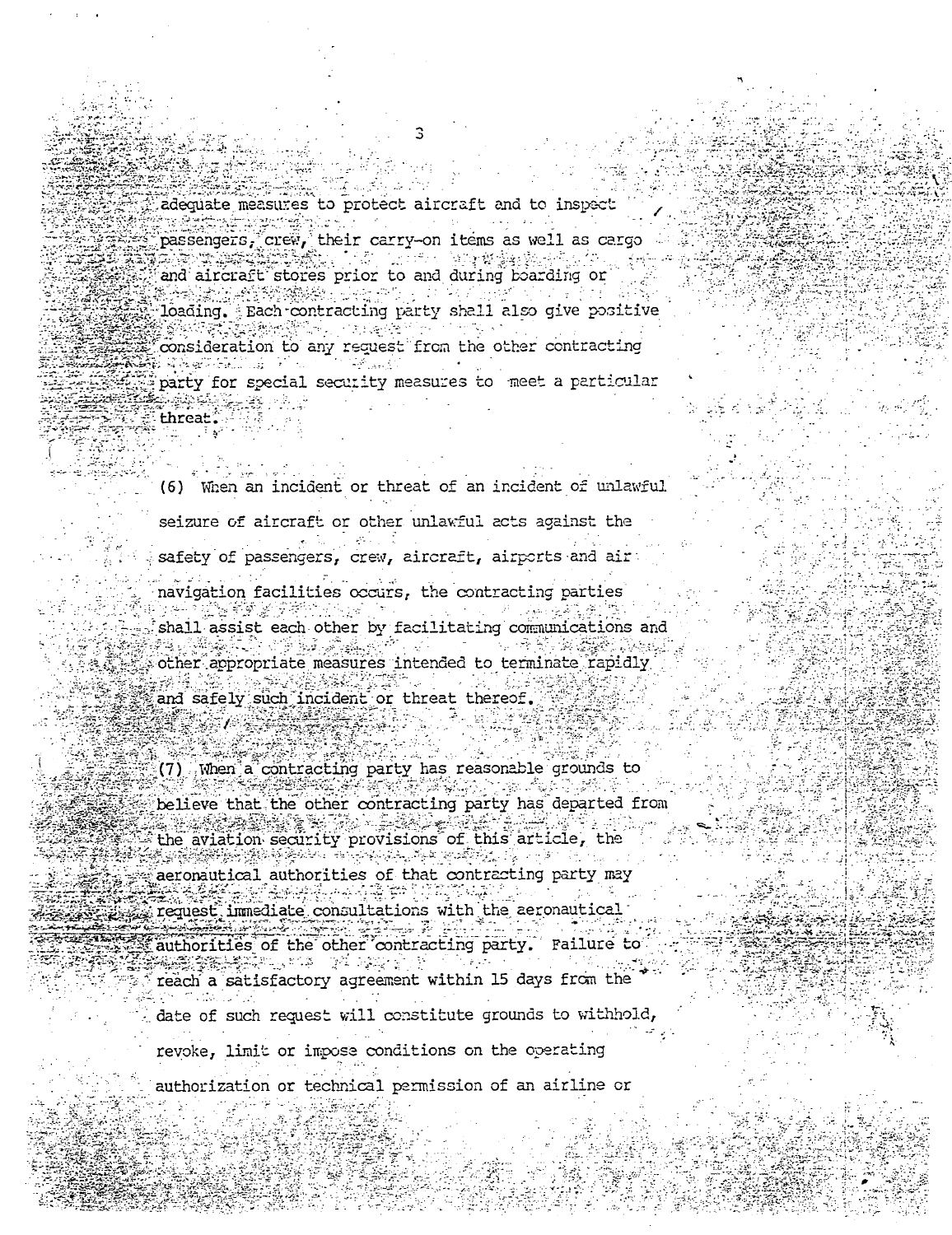adequate measures to protect aircraft and to inspect passengers, crew, their carry-on items as well as cargo and aircraft stores prior to and during boarding or loading. Each contracting party shall also give positive consideration to any request from the other contracting party for special security measures to meet a particular threat.

(6) When an incident or threat of an incident of unlawful seizure of aircraft or other unlawful acts against the safety of passengers, crew, aircraft, airports and air navigation facilities occurs, the contracting parties shall assist each other by facilitating communications and other appropriate measures intended to terminate rapidly and safely such incident or threat thereof.

(7) When a contracting party has reasonable grounds to believe that the other contracting party has departed from the aviation security provisions of this article, the aeronautical authorities of that contracting party may request immediate consultations with the aeronautical authorities of the other contracting party. Failure to reach a satisfactory agreement within 15 days from the date of such request will constitute grounds to withhold, revoke, limit or impose conditions on the operating authorization or technical permission of an airline or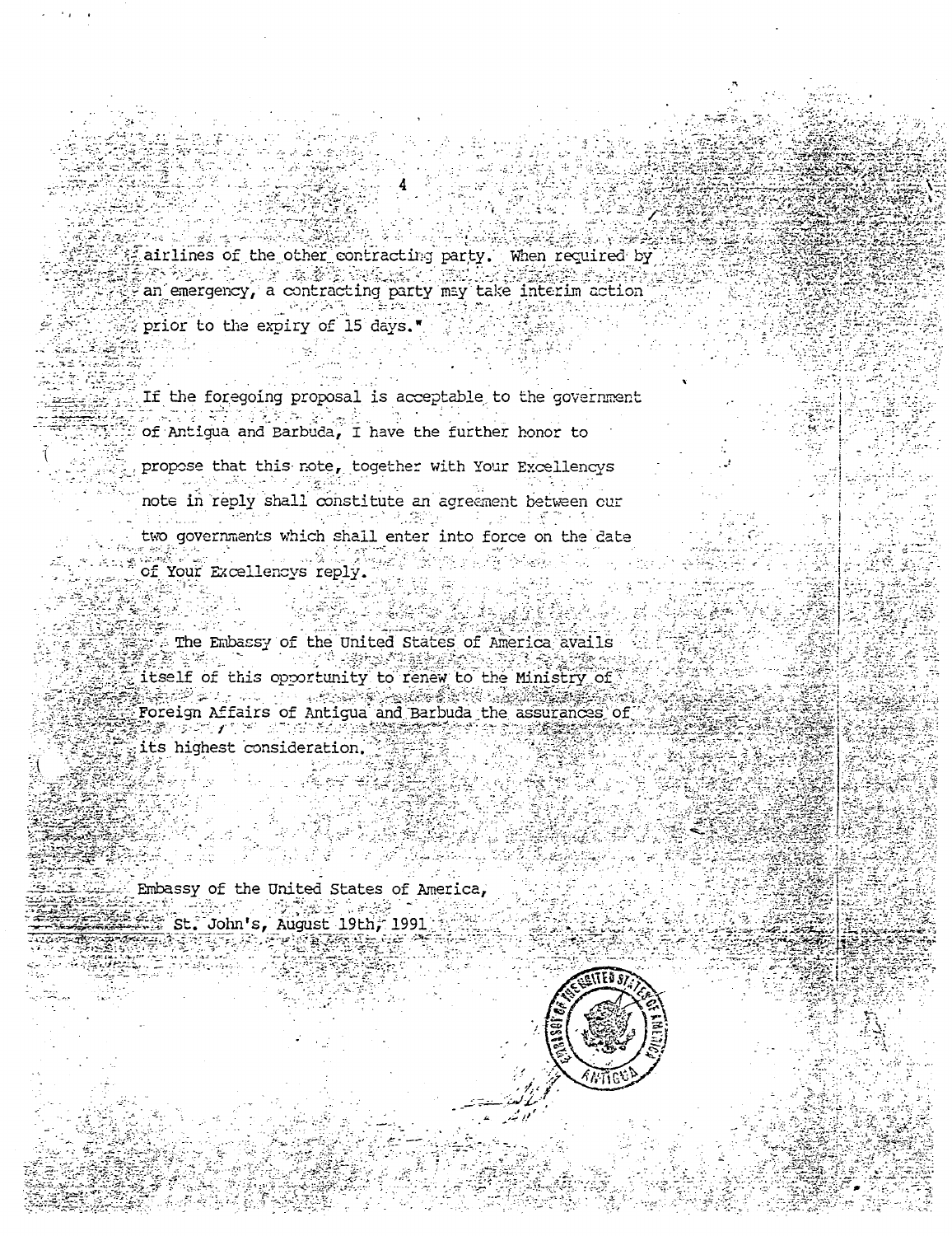airlines of the other contracting party. When required by an emergency, a contracting party may take interim action prior to the expiry of 15 days."

If the foregoing proposal is acceptable to the government of Antigua and Barbuda, I have the further honor to propose that this note, together with Your Excellencys note in reply shall constitute an agreement between our two governments which shall enter into force on the date of Your Excellencys reply.

The Embassy of the United States of America avails itself of this opportunity to renew to the Ministry of Foreign Affairs of Antigua and Barbuda the assurances of its highest consideration.

Embassy of the United States of America,

St. John's, August 19th, 1991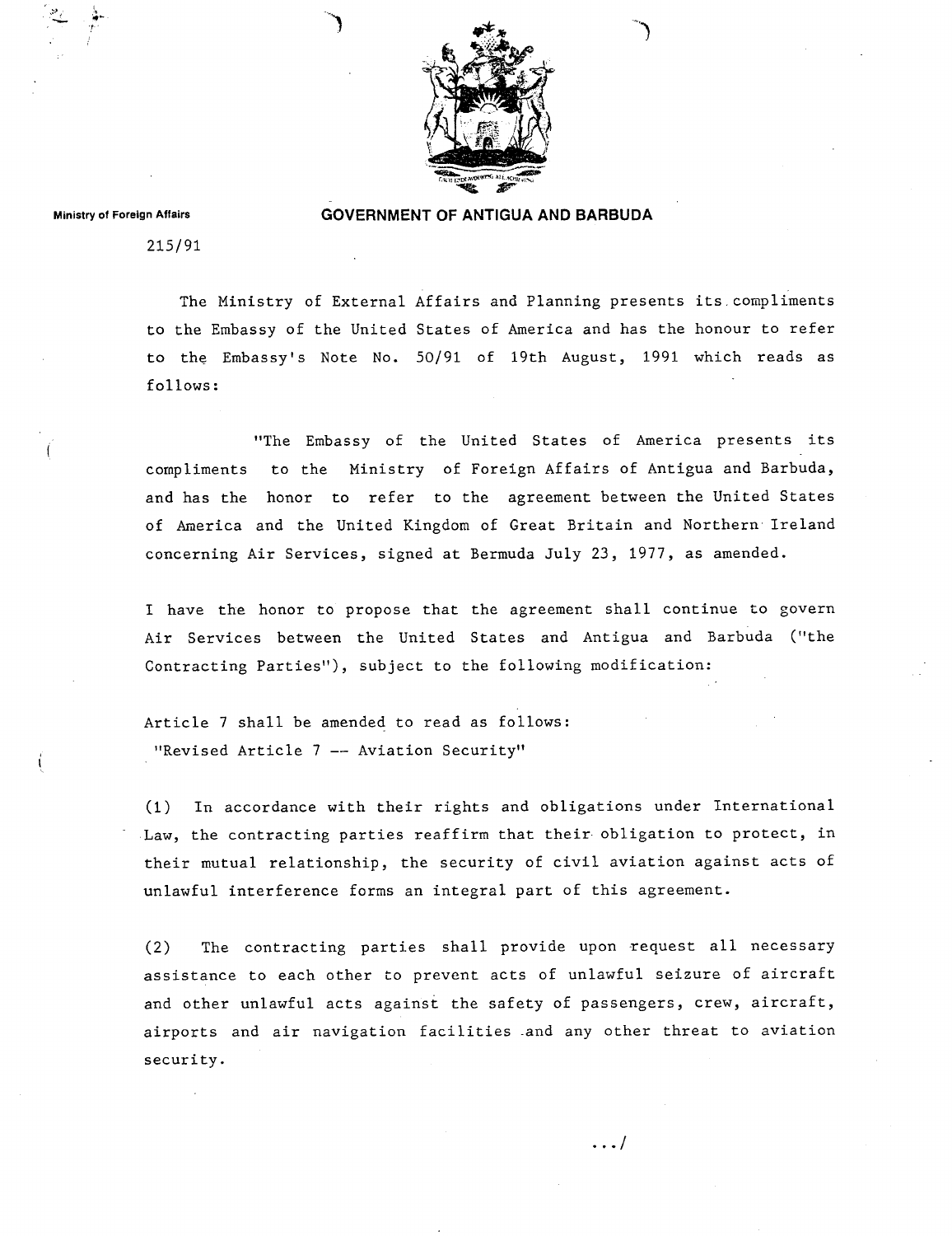Ministry of Foreign Affairs

**GOVERNMENT OF ANTIGUA AND BARBUDA**

215/91

The Ministry of External Affairs and Planning presents its compliments to the Embassy of the United States of America and has the honour to refer to the Embassy's Note No. 50/91 of 19th August, 1991 which reads as follows:

"The Embassy of the United States of America presents its compliments to the Ministry of Foreign Affairs of Antigua and Barbuda, and has the honor to refer to the agreement between the United States of America and the United Kingdom of Great Britain and Northern Ireland concerning Air Services, signed at Bermuda July 23, 1977, as amended.

I have the honor to propose that the agreement shall continue to govern Air Services between the United States and Antigua and Barbuda ("the Contracting Parties"), subject to the following modification:

Article 7 shall be amended to read as follows:
"Revised Article 7 -- Aviation Security"

(1) In accordance with their rights and obligations under International Law, the contracting parties reaffirm that their obligation to protect, in their mutual relationship, the security of civil aviation against acts of unlawful interference forms an integral part of this agreement.

(2) The contracting parties shall provide upon request all necessary assistance to each other to prevent acts of unlawful seizure of aircraft and other unlawful acts against the safety of passengers, crew, aircraft, airports and air navigation facilities and any other threat to aviation security.

.../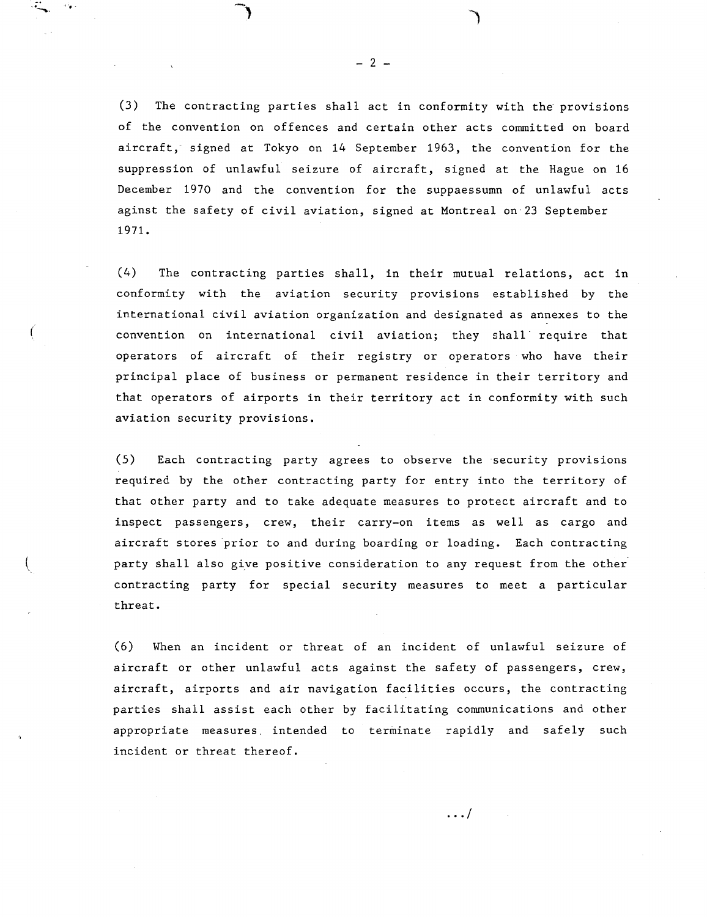(3) The contracting parties shall act in conformity with the provisions of the convention on offences and certain other acts committed on board aircraft, signed at Tokyo on 14 September 1963, the convention for the suppression of unlawful seizure of aircraft, signed at the Hague on 16 December 1970 and the convention for the suppaessumn of unlawful acts aginst the safety of civil aviation, signed at Montreal on 23 September 1971.

(4) The contracting parties shall, in their mutual relations, act in conformity with the aviation security provisions established by the international civil aviation organization and designated as annexes to the convention on international civil aviation; they shall require that operators of aircraft of their registry or operators who have their principal place of business or permanent residence in their territory and that operators of airports in their territory act in conformity with such aviation security provisions.

(5) Each contracting party agrees to observe the security provisions required by the other contracting party for entry into the territory of that other party and to take adequate measures to protect aircraft and to inspect passengers, crew, their carry-on items as well as cargo and aircraft stores prior to and during boarding or loading. Each contracting party shall also give positive consideration to any request from the other contracting party for special security measures to meet a particular threat.

(6) When an incident or threat of an incident of unlawful seizure of aircraft or other unlawful acts against the safety of passengers, crew, aircraft, airports and air navigation facilities occurs, the contracting parties shall assist each other by facilitating communications and other appropriate measures intended to terminate rapidly and safely such incident or threat thereof.

.../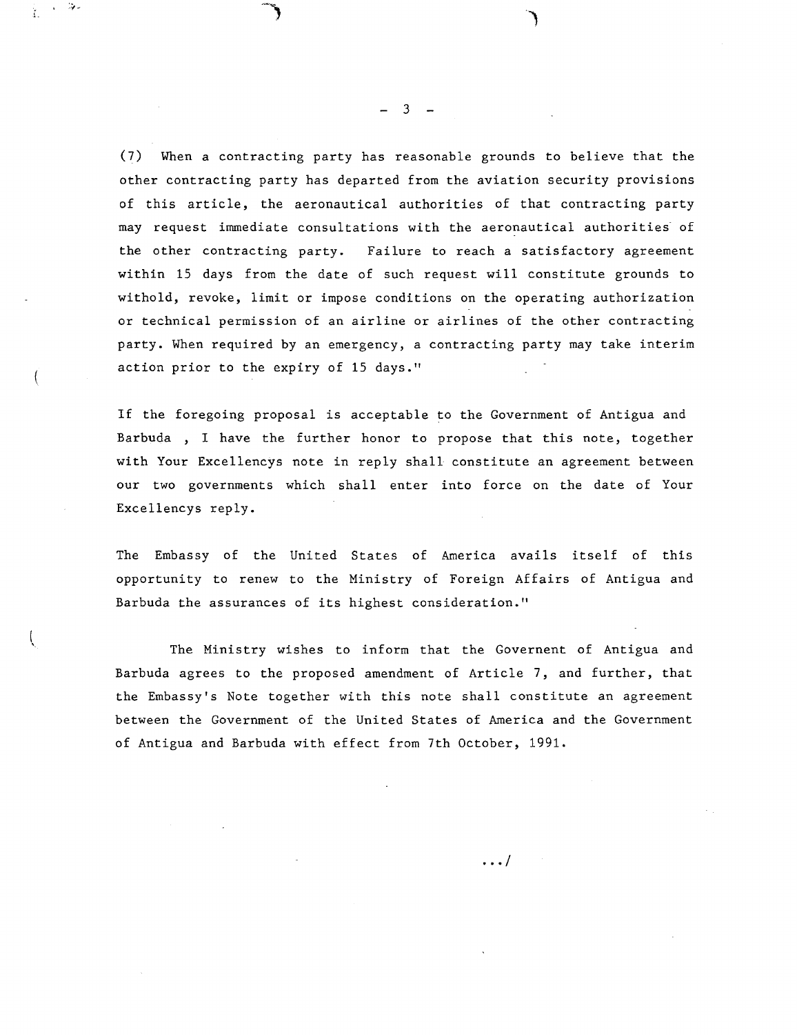(7) When a contracting party has reasonable grounds to believe that the other contracting party has departed from the aviation security provisions of this article, the aeronautical authorities of that contracting party may request immediate consultations with the aeronautical authorities of the other contracting party. Failure to reach a satisfactory agreement within 15 days from the date of such request will constitute grounds to withold, revoke, limit or impose conditions on the operating authorization or technical permission of an airline or airlines of the other contracting party. When required by an emergency, a contracting party may take interim action prior to the expiry of 15 days."

If the foregoing proposal is acceptable to the Government of Antigua and Barbuda , I have the further honor to propose that this note, together with Your Excellencys note in reply shall constitute an agreement between our two governments which shall enter into force on the date of Your Excellencys reply.

The Embassy of the United States of America avails itself of this opportunity to renew to the Ministry of Foreign Affairs of Antigua and Barbuda the assurances of its highest consideration."

The Ministry wishes to inform that the Governent of Antigua and Barbuda agrees to the proposed amendment of Article 7, and further, that the Embassy's Note together with this note shall constitute an agreement between the Government of the United States of America and the Government of Antigua and Barbuda with effect from 7th October, 1991.

.../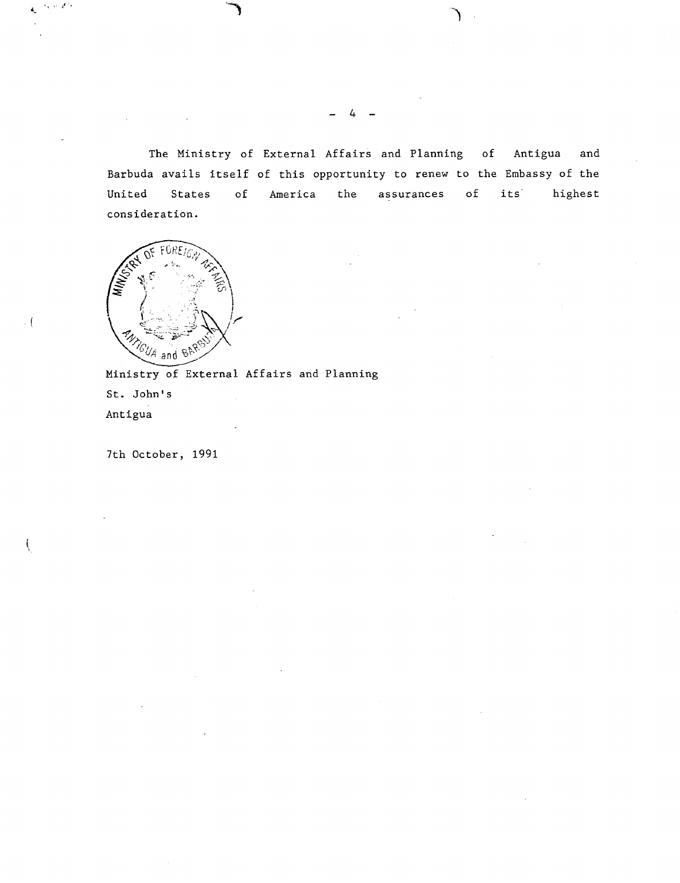The Ministry of External Affairs and Planning of Antigua and Barbuda avails itself of this opportunity to renew to the Embassy of the United States of America the assurances of its highest consideration.

MINISTRY OF FOREIGN AFFAIRS ANTIGUA and BARBUDA

Ministry of External Affairs and Planning
St. John's
Antigua

7th October, 1991